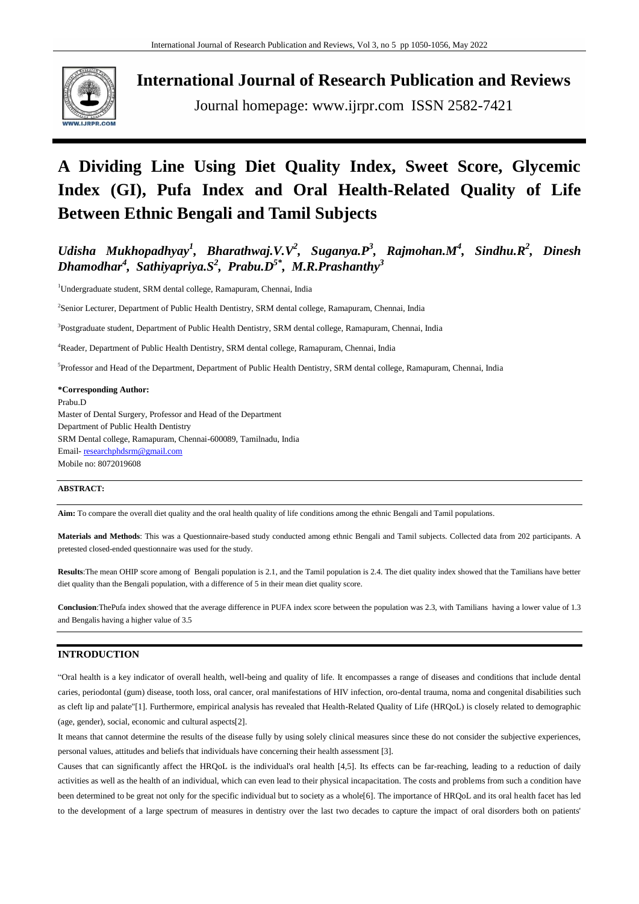# A Dividing Line Using Diet Quality Index, Sweet Score, Glycemic Index (GI), Pufa Index and Oral Health-Related Quality of Life Between Ethnic Bengali and Tamil Subjects

*Udisha Mukhopadhyay[1], Bharathwaj.V.V[2], Suganya.P[3], Rajmohan.M[4], Sindhu.R[2], Dinesh Dhamodhar[4], Sathiyapriya.S[2], Prabu.D[5*], M.R.Prashanthy[3]*

[1]Undergraduate student, SRM dental college, Ramapuram, Chennai, India

[2]Senior Lecturer, Department of Public Health Dentistry, SRM dental college, Ramapuram, Chennai, India

[3]Postgraduate student, Department of Public Health Dentistry, SRM dental college, Ramapuram, Chennai, India

[4]Reader, Department of Public Health Dentistry, SRM dental college, Ramapuram, Chennai, India

[5]Professor and Head of the Department, Department of Public Health Dentistry, SRM dental college, Ramapuram, Chennai, India

**\*Corresponding Author:**
Prabu.D
Master of Dental Surgery, Professor and Head of the Department
Department of Public Health Dentistry
SRM Dental college, Ramapuram, Chennai-600089, Tamilnadu, India
Email- researchphdsrm@gmail.com
Mobile no: 8072019608

**ABSTRACT:**

**Aim:** To compare the overall diet quality and the oral health quality of life conditions among the ethnic Bengali and Tamil populations.

**Materials and Methods**: This was a Questionnaire-based study conducted among ethnic Bengali and Tamil subjects. Collected data from 202 participants. A pretested closed-ended questionnaire was used for the study.

**Results**:The mean OHIP score among of Bengali population is 2.1, and the Tamil population is 2.4. The diet quality index showed that the Tamilians have better diet quality than the Bengali population, with a difference of 5 in their mean diet quality score.

**Conclusion**:ThePufa index showed that the average difference in PUFA index score between the population was 2.3, with Tamilians having a lower value of 1.3 and Bengalis having a higher value of 3.5

## INTRODUCTION

"Oral health is a key indicator of overall health, well-being and quality of life. It encompasses a range of diseases and conditions that include dental caries, periodontal (gum) disease, tooth loss, oral cancer, oral manifestations of HIV infection, oro-dental trauma, noma and congenital disabilities such as cleft lip and palate"[1]. Furthermore, empirical analysis has revealed that Health-Related Quality of Life (HRQoL) is closely related to demographic (age, gender), social, economic and cultural aspects[2].

It means that cannot determine the results of the disease fully by using solely clinical measures since these do not consider the subjective experiences, personal values, attitudes and beliefs that individuals have concerning their health assessment [3].

Causes that can significantly affect the HRQoL is the individual's oral health [4,5]. Its effects can be far-reaching, leading to a reduction of daily activities as well as the health of an individual, which can even lead to their physical incapacitation. The costs and problems from such a condition have been determined to be great not only for the specific individual but to society as a whole[6]. The importance of HRQoL and its oral health facet has led to the development of a large spectrum of measures in dentistry over the last two decades to capture the impact of oral disorders both on patients'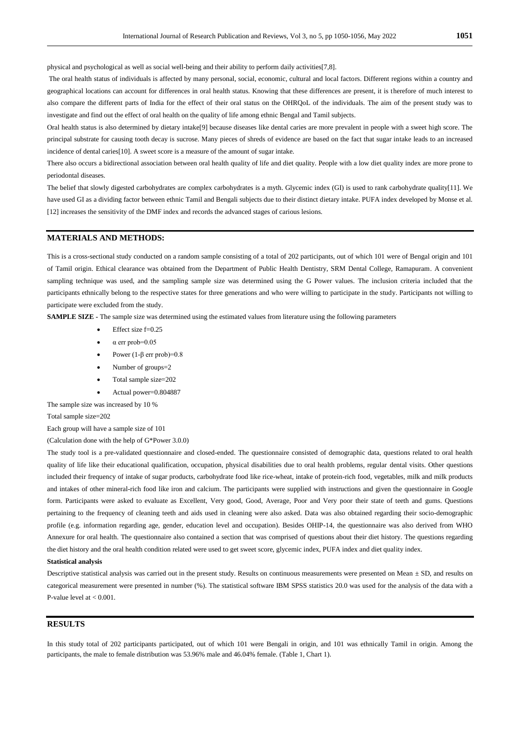physical and psychological as well as social well-being and their ability to perform daily activities[7,8].

The oral health status of individuals is affected by many personal, social, economic, cultural and local factors. Different regions within a country and geographical locations can account for differences in oral health status. Knowing that these differences are present, it is therefore of much interest to also compare the different parts of India for the effect of their oral status on the OHRQoL of the individuals. The aim of the present study was to investigate and find out the effect of oral health on the quality of life among ethnic Bengal and Tamil subjects.

Oral health status is also determined by dietary intake[9] because diseases like dental caries are more prevalent in people with a sweet high score. The principal substrate for causing tooth decay is sucrose. Many pieces of shreds of evidence are based on the fact that sugar intake leads to an increased incidence of dental caries[10]. A sweet score is a measure of the amount of sugar intake.

There also occurs a bidirectional association between oral health quality of life and diet quality. People with a low diet quality index are more prone to periodontal diseases.

The belief that slowly digested carbohydrates are complex carbohydrates is a myth. Glycemic index (GI) is used to rank carbohydrate quality[11]. We have used GI as a dividing factor between ethnic Tamil and Bengali subjects due to their distinct dietary intake. PUFA index developed by Monse et al. [12] increases the sensitivity of the DMF index and records the advanced stages of carious lesions.

## MATERIALS AND METHODS:

This is a cross-sectional study conducted on a random sample consisting of a total of 202 participants, out of which 101 were of Bengal origin and 101 of Tamil origin. Ethical clearance was obtained from the Department of Public Health Dentistry, SRM Dental College, Ramapuram. A convenient sampling technique was used, and the sampling sample size was determined using the G Power values. The inclusion criteria included that the participants ethnically belong to the respective states for three generations and who were willing to participate in the study. Participants not willing to participate were excluded from the study.

**SAMPLE SIZE** - The sample size was determined using the estimated values from literature using the following parameters

- Effect size f=0.25
- $\alpha$ err prob=0.05
- Power (1-$\beta$ err prob)=0.8
- Number of groups=2
- Total sample size=202
- Actual power=0.804887

The sample size was increased by 10 %

Total sample size=202

Each group will have a sample size of 101

(Calculation done with the help of G*Power 3.0.0)

The study tool is a pre-validated questionnaire and closed-ended. The questionnaire consisted of demographic data, questions related to oral health quality of life like their educational qualification, occupation, physical disabilities due to oral health problems, regular dental visits. Other questions included their frequency of intake of sugar products, carbohydrate food like rice-wheat, intake of protein-rich food, vegetables, milk and milk products and intakes of other mineral-rich food like iron and calcium. The participants were supplied with instructions and given the questionnaire in Google form. Participants were asked to evaluate as Excellent, Very good, Good, Average, Poor and Very poor their state of teeth and gums. Questions pertaining to the frequency of cleaning teeth and aids used in cleaning were also asked. Data was also obtained regarding their socio-demographic profile (e.g. information regarding age, gender, education level and occupation). Besides OHIP-14, the questionnaire was also derived from WHO Annexure for oral health. The questionnaire also contained a section that was comprised of questions about their diet history. The questions regarding the diet history and the oral health condition related were used to get sweet score, glycemic index, PUFA index and diet quality index.

### Statistical analysis

Descriptive statistical analysis was carried out in the present study. Results on continuous measurements were presented on Mean ± SD, and results on categorical measurement were presented in number (%). The statistical software IBM SPSS statistics 20.0 was used for the analysis of the data with a P-value level at $< 0.001$.

## RESULTS

In this study total of 202 participants participated, out of which 101 were Bengali in origin, and 101 was ethnically Tamil in origin. Among the participants, the male to female distribution was 53.96% male and 46.04% female. (Table 1, Chart 1).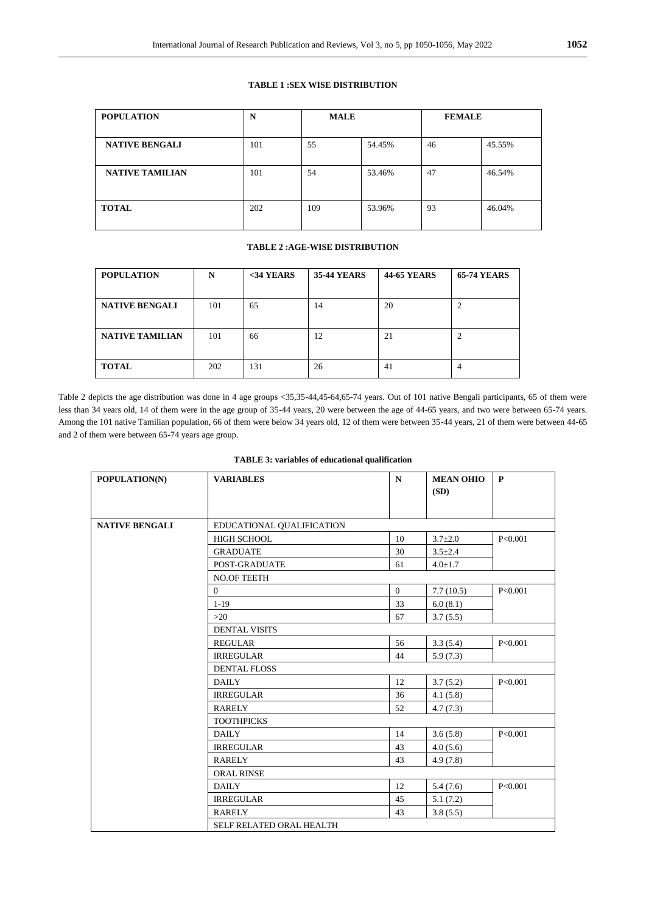**TABLE 1 :SEX WISE DISTRIBUTION**

| POPULATION | N | MALE | | FEMALE | |
|---|---|---|---|---|---|
| NATIVE BENGALI | 101 | 55 | 54.45% | 46 | 45.55% |
| NATIVE TAMILIAN | 101 | 54 | 53.46% | 47 | 46.54% |
| TOTAL | 202 | 109 | 53.96% | 93 | 46.04% |

**TABLE 2 :AGE-WISE DISTRIBUTION**

| POPULATION | N | <34 YEARS | 35-44 YEARS | 44-65 YEARS | 65-74 YEARS |
|---|---|---|---|---|---|
| NATIVE BENGALI | 101 | 65 | 14 | 20 | 2 |
| NATIVE TAMILIAN | 101 | 66 | 12 | 21 | 2 |
| TOTAL | 202 | 131 | 26 | 41 | 4 |

Table 2 depicts the age distribution was done in 4 age groups <35,35-44,45-64,65-74 years. Out of 101 native Bengali participants, 65 of them were less than 34 years old, 14 of them were in the age group of 35-44 years, 20 were between the age of 44-65 years, and two were between 65-74 years. Among the 101 native Tamilian population, 66 of them were below 34 years old, 12 of them were between 35-44 years, 21 of them were between 44-65 and 2 of them were between 65-74 years age group.

**TABLE 3: variables of educational qualification**

| POPULATION(N) | VARIABLES | N | MEAN OHIO (SD) | P |
|---|---|---|---|---|
| NATIVE BENGALI | EDUCATIONAL QUALIFICATION | | | |
| | HIGH SCHOOL | 10 | 3.7±2.0 | P<0.001 |
| | GRADUATE | 30 | 3.5±2.4 | |
| | POST-GRADUATE | 61 | 4.0±1.7 | |
| | NO.OF TEETH | | | |
| | 0 | 0 | 7.7 (10.5) | P<0.001 |
| | 1-19 | 33 | 6.0 (8.1) | |
| | >20 | 67 | 3.7 (5.5) | |
| | DENTAL VISITS | | | |
| | REGULAR | 56 | 3.3 (5.4) | P<0.001 |
| | IRREGULAR | 44 | 5.9 (7.3) | |
| | DENTAL FLOSS | | | |
| | DAILY | 12 | 3.7 (5.2) | P<0.001 |
| | IRREGULAR | 36 | 4.1 (5.8) | |
| | RARELY | 52 | 4.7 (7.3) | |
| | TOOTHPICKS | | | |
| | DAILY | 14 | 3.6 (5.8) | P<0.001 |
| | IRREGULAR | 43 | 4.0 (5.6) | |
| | RARELY | 43 | 4.9 (7.8) | |
| | ORAL RINSE | | | |
| | DAILY | 12 | 5.4 (7.6) | P<0.001 |
| | IRREGULAR | 45 | 5.1 (7.2) | |
| | RARELY | 43 | 3.8 (5.5) | |
| | SELF RELATED ORAL HEALTH | | | |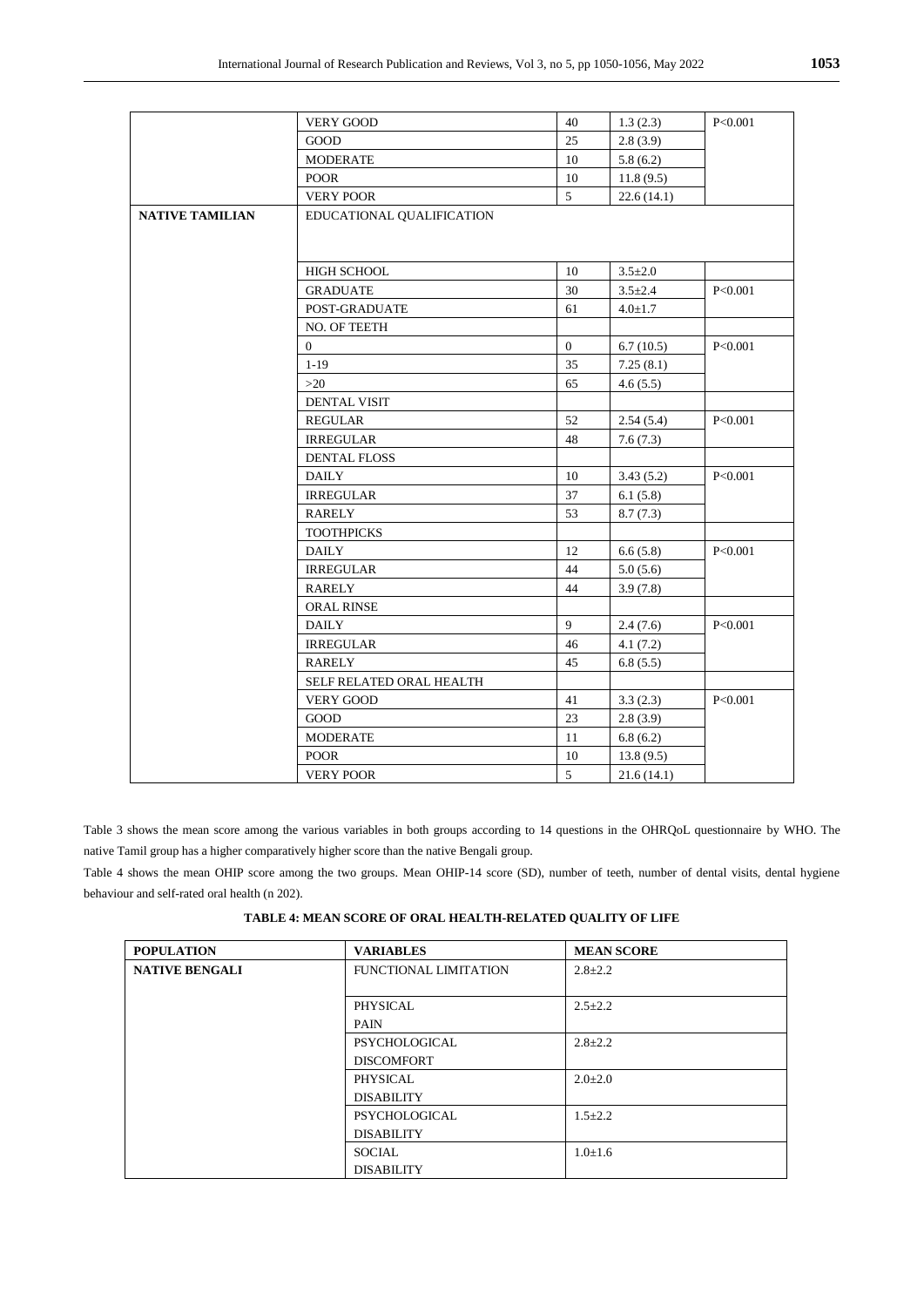| | | | | |
|---|---|---|---|---|
| | VERY GOOD | 40 | 1.3 (2.3) | P<0.001 |
| | GOOD | 25 | 2.8 (3.9) | |
| | MODERATE | 10 | 5.8 (6.2) | |
| | POOR | 10 | 11.8 (9.5) | |
| | VERY POOR | 5 | 22.6 (14.1) | |
| **NATIVE TAMILIAN** | EDUCATIONAL QUALIFICATION | | | |
| | HIGH SCHOOL | 10 | 3.5±2.0 | |
| | GRADUATE | 30 | 3.5±2.4 | P<0.001 |
| | POST-GRADUATE | 61 | 4.0±1.7 | |
| | NO. OF TEETH | | | |
| | 0 | 0 | 6.7 (10.5) | P<0.001 |
| | 1-19 | 35 | 7.25 (8.1) | |
| | >20 | 65 | 4.6 (5.5) | |
| | DENTAL VISIT | | | |
| | REGULAR | 52 | 2.54 (5.4) | P<0.001 |
| | IRREGULAR | 48 | 7.6 (7.3) | |
| | DENTAL FLOSS | | | |
| | DAILY | 10 | 3.43 (5.2) | P<0.001 |
| | IRREGULAR | 37 | 6.1 (5.8) | |
| | RARELY | 53 | 8.7 (7.3) | |
| | TOOTHPICKS | | | |
| | DAILY | 12 | 6.6 (5.8) | P<0.001 |
| | IRREGULAR | 44 | 5.0 (5.6) | |
| | RARELY | 44 | 3.9 (7.8) | |
| | ORAL RINSE | | | |
| | DAILY | 9 | 2.4 (7.6) | P<0.001 |
| | IRREGULAR | 46 | 4.1 (7.2) | |
| | RARELY | 45 | 6.8 (5.5) | |
| | SELF RELATED ORAL HEALTH | | | |
| | VERY GOOD | 41 | 3.3 (2.3) | P<0.001 |
| | GOOD | 23 | 2.8 (3.9) | |
| | MODERATE | 11 | 6.8 (6.2) | |
| | POOR | 10 | 13.8 (9.5) | |
| | VERY POOR | 5 | 21.6 (14.1) | |

Table 3 shows the mean score among the various variables in both groups according to 14 questions in the OHRQoL questionnaire by WHO. The native Tamil group has a higher comparatively higher score than the native Bengali group.

Table 4 shows the mean OHIP score among the two groups. Mean OHIP-14 score (SD), number of teeth, number of dental visits, dental hygiene behaviour and self-rated oral health (n 202).

**TABLE 4: MEAN SCORE OF ORAL HEALTH-RELATED QUALITY OF LIFE**

| POPULATION | VARIABLES | MEAN SCORE |
|---|---|---|
| **NATIVE BENGALI** | FUNCTIONAL LIMITATION | 2.8±2.2 |
| | PHYSICAL PAIN | 2.5±2.2 |
| | PSYCHOLOGICAL DISCOMFORT | 2.8±2.2 |
| | PHYSICAL DISABILITY | 2.0±2.0 |
| | PSYCHOLOGICAL DISABILITY | 1.5±2.2 |
| | SOCIAL DISABILITY | 1.0±1.6 |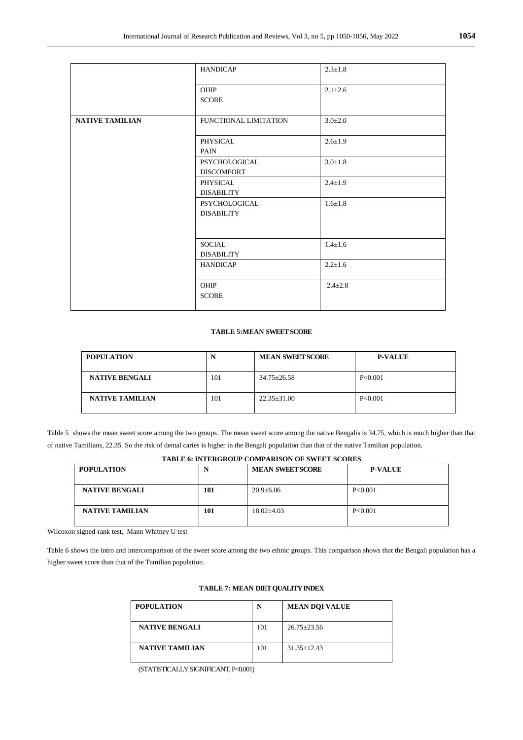|  | HANDICAP | 2.3±1.8 |
|---|---|---|
|  | OHIP SCORE | 2.1±2.6 |
| **NATIVE TAMILIAN** | FUNCTIONAL LIMITATION | 3.0±2.0 |
|  | PHYSICAL PAIN | 2.6±1.9 |
|  | PSYCHOLOGICAL DISCOMFORT | 3.0±1.8 |
|  | PHYSICAL DISABILITY | 2.4±1.9 |
|  | PSYCHOLOGICAL DISABILITY | 1.6±1.8 |
|  | SOCIAL DISABILITY | 1.4±1.6 |
|  | HANDICAP | 2.2±1.6 |
|  | OHIP SCORE | 2.4±2.8 |

**TABLE 5:MEAN SWEET SCORE**

| **POPULATION** | **N** | **MEAN SWEET SCORE** | **P-VALUE** |
|---|---|---|---|
| **NATIVE BENGALI** | 101 | 34.75±26.58 | P<0.001 |
| **NATIVE TAMILIAN** | 101 | 22.35±31.00 | P<0.001 |

Table 5 shows the mean sweet score among the two groups. The mean sweet score among the native Bengalis is 34.75, which is much higher than that of native Tamilians, 22.35. So the risk of dental caries is higher in the Bengali population than that of the native Tamilian population.

**TABLE 6: INTERGROUP COMPARISON OF SWEET SCORES**

| **POPULATION** | **N** | **MEAN SWEET SCORE** | **P-VALUE** |
|---|---|---|---|
| **NATIVE BENGALI** | **101** | 20.9±6.06 | P<0.001 |
| **NATIVE TAMILIAN** | **101** | 18.02±4.03 | P<0.001 |

Wilcoxon signed-rank test, Mann Whitney U test

Table 6 shows the intro and intercomparison of the sweet score among the two ethnic groups. This comparison shows that the Bengali population has a higher sweet score than that of the Tamilian population.

**TABLE 7: MEAN DIET QUALITY INDEX**

| **POPULATION** | **N** | **MEAN DQI VALUE** |
|---|---|---|
| **NATIVE BENGALI** | 101 | 26.75±23.56 |
| **NATIVE TAMILIAN** | 101 | 31.35±12.43 |

(STATISTICALLY SIGNIFICANT, P<0.001)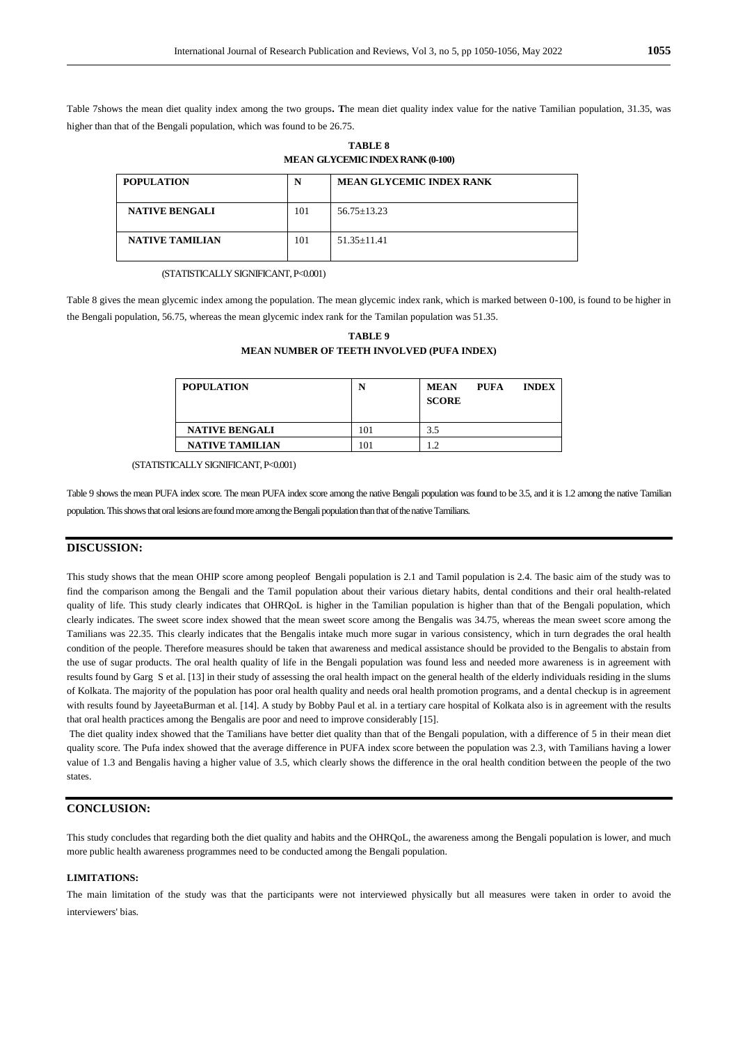Table 7shows the mean diet quality index among the two groups**. T**he mean diet quality index value for the native Tamilian population, 31.35, was higher than that of the Bengali population, which was found to be 26.75.

**TABLE 8**

**MEAN GLYCEMIC INDEX RANK (0-100)**

| POPULATION | N | MEAN GLYCEMIC INDEX RANK |
|---|---|---|
| NATIVE BENGALI | 101 | 56.75±13.23 |
| NATIVE TAMILIAN | 101 | 51.35±11.41 |

(STATISTICALLY SIGNIFICANT, P<0.001)

Table 8 gives the mean glycemic index among the population. The mean glycemic index rank, which is marked between 0-100, is found to be higher in the Bengali population, 56.75, whereas the mean glycemic index rank for the Tamilan population was 51.35.

**TABLE 9**

**MEAN NUMBER OF TEETH INVOLVED (PUFA INDEX)**

| POPULATION | N | MEAN PUFA INDEX SCORE |
|---|---|---|
| NATIVE BENGALI | 101 | 3.5 |
| NATIVE TAMILIAN | 101 | 1.2 |

(STATISTICALLY SIGNIFICANT, P<0.001)

Table 9 shows the mean PUFA index score. The mean PUFA index score among the native Bengali population was found to be 3.5, and it is 1.2 among the native Tamilian population. This shows that oral lesions are found more among the Bengali population than that of the native Tamilians.

## DISCUSSION:

This study shows that the mean OHIP score among peopleof Bengali population is 2.1 and Tamil population is 2.4. The basic aim of the study was to find the comparison among the Bengali and the Tamil population about their various dietary habits, dental conditions and their oral health-related quality of life. This study clearly indicates that OHRQoL is higher in the Tamilian population is higher than that of the Bengali population, which clearly indicates. The sweet score index showed that the mean sweet score among the Bengalis was 34.75, whereas the mean sweet score among the Tamilians was 22.35. This clearly indicates that the Bengalis intake much more sugar in various consistency, which in turn degrades the oral health condition of the people. Therefore measures should be taken that awareness and medical assistance should be provided to the Bengalis to abstain from the use of sugar products. The oral health quality of life in the Bengali population was found less and needed more awareness is in agreement with results found by Garg S et al. [13] in their study of assessing the oral health impact on the general health of the elderly individuals residing in the slums of Kolkata. The majority of the population has poor oral health quality and needs oral health promotion programs, and a dental checkup is in agreement with results found by JayeetaBurman et al. [14]. A study by Bobby Paul et al. in a tertiary care hospital of Kolkata also is in agreement with the results that oral health practices among the Bengalis are poor and need to improve considerably [15].

The diet quality index showed that the Tamilians have better diet quality than that of the Bengali population, with a difference of 5 in their mean diet quality score. The Pufa index showed that the average difference in PUFA index score between the population was 2.3, with Tamilians having a lower value of 1.3 and Bengalis having a higher value of 3.5, which clearly shows the difference in the oral health condition between the people of the two states.

## CONCLUSION:

This study concludes that regarding both the diet quality and habits and the OHRQoL, the awareness among the Bengali population is lower, and much more public health awareness programmes need to be conducted among the Bengali population.

### LIMITATIONS:

The main limitation of the study was that the participants were not interviewed physically but all measures were taken in order to avoid the interviewers' bias.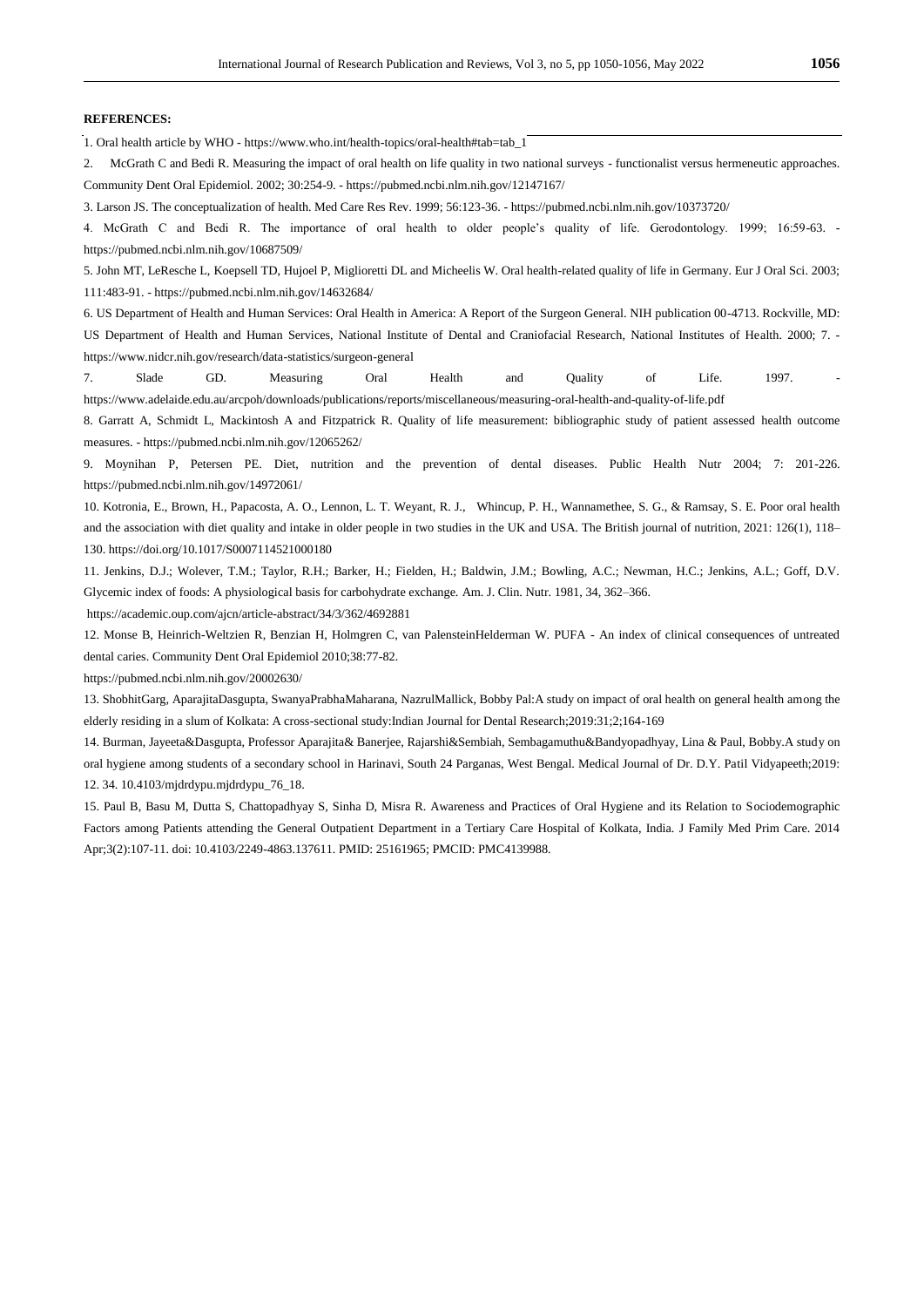**REFERENCES:**

1. Oral health article by WHO - https://www.who.int/health-topics/oral-health#tab=tab_1

2. McGrath C and Bedi R. Measuring the impact of oral health on life quality in two national surveys - functionalist versus hermeneutic approaches. Community Dent Oral Epidemiol. 2002; 30:254-9. - https://pubmed.ncbi.nlm.nih.gov/12147167/

3. Larson JS. The conceptualization of health. Med Care Res Rev. 1999; 56:123-36. - https://pubmed.ncbi.nlm.nih.gov/10373720/

4. McGrath C and Bedi R. The importance of oral health to older people's quality of life. Gerodontology. 1999; 16:59-63. - https://pubmed.ncbi.nlm.nih.gov/10687509/

5. John MT, LeResche L, Koepsell TD, Hujoel P, Miglioretti DL and Micheelis W. Oral health-related quality of life in Germany. Eur J Oral Sci. 2003; 111:483-91. - https://pubmed.ncbi.nlm.nih.gov/14632684/

6. US Department of Health and Human Services: Oral Health in America: A Report of the Surgeon General. NIH publication 00-4713. Rockville, MD: US Department of Health and Human Services, National Institute of Dental and Craniofacial Research, National Institutes of Health. 2000; 7. - https://www.nidcr.nih.gov/research/data-statistics/surgeon-general

7. Slade GD. Measuring Oral Health and Quality of Life. 1997. - https://www.adelaide.edu.au/arcpoh/downloads/publications/reports/miscellaneous/measuring-oral-health-and-quality-of-life.pdf

8. Garratt A, Schmidt L, Mackintosh A and Fitzpatrick R. Quality of life measurement: bibliographic study of patient assessed health outcome measures. - https://pubmed.ncbi.nlm.nih.gov/12065262/

9. Moynihan P, Petersen PE. Diet, nutrition and the prevention of dental diseases. Public Health Nutr 2004; 7: 201-226. https://pubmed.ncbi.nlm.nih.gov/14972061/

10. Kotronia, E., Brown, H., Papacosta, A. O., Lennon, L. T. Weyant, R. J., Whincup, P. H., Wannamethee, S. G., & Ramsay, S. E. Poor oral health and the association with diet quality and intake in older people in two studies in the UK and USA. The British journal of nutrition, 2021: 126(1), 118–130. https://doi.org/10.1017/S0007114521000180

11. Jenkins, D.J.; Wolever, T.M.; Taylor, R.H.; Barker, H.; Fielden, H.; Baldwin, J.M.; Bowling, A.C.; Newman, H.C.; Jenkins, A.L.; Goff, D.V. Glycemic index of foods: A physiological basis for carbohydrate exchange. Am. J. Clin. Nutr. 1981, 34, 362–366. https://academic.oup.com/ajcn/article-abstract/34/3/362/4692881

12. Monse B, Heinrich-Weltzien R, Benzian H, Holmgren C, van PalensteinHelderman W. PUFA - An index of clinical consequences of untreated dental caries. Community Dent Oral Epidemiol 2010;38:77-82. https://pubmed.ncbi.nlm.nih.gov/20002630/

13. ShobhitGarg, AparajitaDasgupta, SwanyaPrabhaMaharana, NazrulMallick, Bobby Pal:A study on impact of oral health on general health among the elderly residing in a slum of Kolkata: A cross-sectional study:Indian Journal for Dental Research;2019:31;2;164-169

14. Burman, Jayeeta&Dasgupta, Professor Aparajita& Banerjee, Rajarshi&Sembiah, Sembagamuthu&Bandyopadhyay, Lina & Paul, Bobby.A study on oral hygiene among students of a secondary school in Harinavi, South 24 Parganas, West Bengal. Medical Journal of Dr. D.Y. Patil Vidyapeeth;2019: 12. 34. 10.4103/mjdrdypu.mjdrdypu_76_18.

15. Paul B, Basu M, Dutta S, Chattopadhyay S, Sinha D, Misra R. Awareness and Practices of Oral Hygiene and its Relation to Sociodemographic Factors among Patients attending the General Outpatient Department in a Tertiary Care Hospital of Kolkata, India. J Family Med Prim Care. 2014 Apr;3(2):107-11. doi: 10.4103/2249-4863.137611. PMID: 25161965; PMCID: PMC4139988.